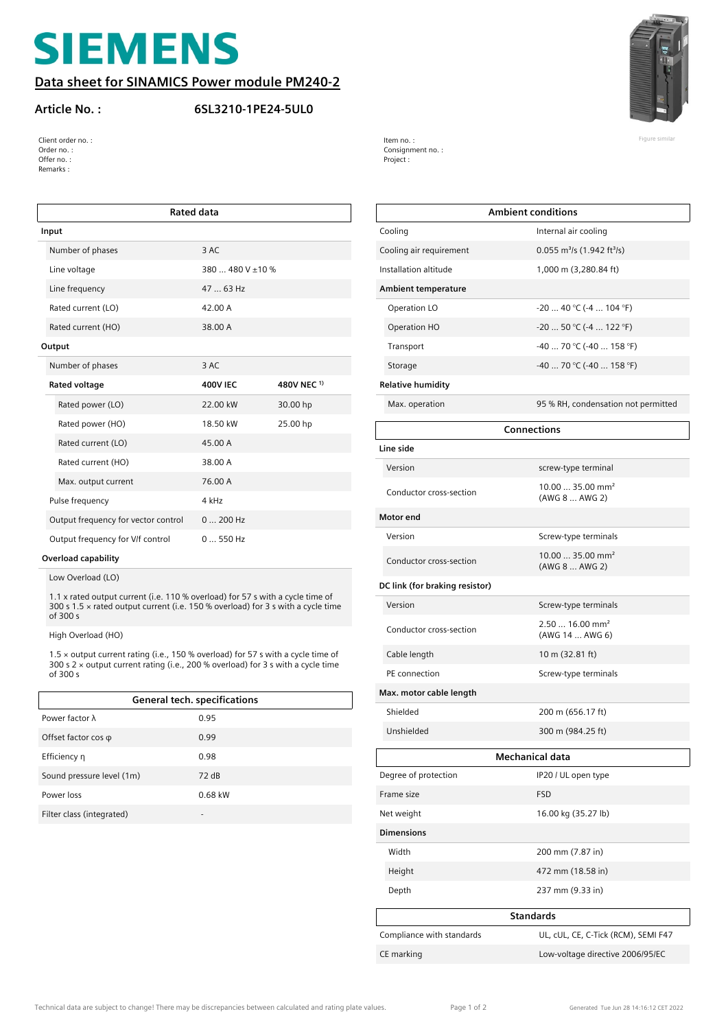# SIEMENS

## Data sheet for SINAMICS Power module PM240-2

**Article No. :** **6SL3210-1PE24-5UL0**

Client order no. :
Order no. :
Offer no. :
Remarks :

Item no. :
Consignment no. :
Project :

Figure similar

| Rated data | | |
|---|---|---|
| **Input** | | |
| Number of phases | 3 AC | |
| Line voltage | 380 ... 480 V ±10 % | |
| Line frequency | 47 ... 63 Hz | |
| Rated current (LO) | 42.00 A | |
| Rated current (HO) | 38.00 A | |
| **Output** | | |
| Number of phases | 3 AC | |
| **Rated voltage** | **400V IEC** | **480V NEC [1)]** |
| Rated power (LO) | 22.00 kW | 30.00 hp |
| Rated power (HO) | 18.50 kW | 25.00 hp |
| Rated current (LO) | 45.00 A | |
| Rated current (HO) | 38.00 A | |
| Max. output current | 76.00 A | |
| Pulse frequency | 4 kHz | |
| Output frequency for vector control | 0 ... 200 Hz | |
| Output frequency for V/f control | 0 ... 550 Hz | |

**Overload capability**

Low Overload (LO)

1.1 x rated output current (i.e. 110 % overload) for 57 s with a cycle time of 300 s 1.5 × rated output current (i.e. 150 % overload) for 3 s with a cycle time of 300 s

High Overload (HO)

1.5 × output current rating (i.e., 150 % overload) for 57 s with a cycle time of 300 s 2 × output current rating (i.e., 200 % overload) for 3 s with a cycle time of 300 s

| General tech. specifications | |
|---|---|
| Power factor λ | 0.95 |
| Offset factor cos φ | 0.99 |
| Efficiency η | 0.98 |
| Sound pressure level (1m) | 72 dB |
| Power loss | 0.68 kW |
| Filter class (integrated) | - |

| Ambient conditions | |
|---|---|
| Cooling | Internal air cooling |
| Cooling air requirement | 0.055 m³/s (1.942 ft³/s) |
| Installation altitude | 1,000 m (3,280.84 ft) |
| **Ambient temperature** | |
| Operation LO | -20 ... 40 °C (-4 ... 104 °F) |
| Operation HO | -20 ... 50 °C (-4 ... 122 °F) |
| Transport | -40 ... 70 °C (-40 ... 158 °F) |
| Storage | -40 ... 70 °C (-40 ... 158 °F) |
| **Relative humidity** | |
| Max. operation | 95 % RH, condensation not permitted |

| Connections | |
|---|---|
| **Line side** | |
| Version | screw-type terminal |
| Conductor cross-section | 10.00 ... 35.00 mm² (AWG 8 ... AWG 2) |
| **Motor end** | |
| Version | Screw-type terminals |
| Conductor cross-section | 10.00 ... 35.00 mm² (AWG 8 ... AWG 2) |
| **DC link (for braking resistor)** | |
| Version | Screw-type terminals |
| Conductor cross-section | 2.50 ... 16.00 mm² (AWG 14 ... AWG 6) |
| Cable length | 10 m (32.81 ft) |
| PE connection | Screw-type terminals |
| **Max. motor cable length** | |
| Shielded | 200 m (656.17 ft) |
| Unshielded | 300 m (984.25 ft) |

| Mechanical data | |
|---|---|
| Degree of protection | IP20 / UL open type |
| Frame size | FSD |
| Net weight | 16.00 kg (35.27 lb) |
| **Dimensions** | |
| Width | 200 mm (7.87 in) |
| Height | 472 mm (18.58 in) |
| Depth | 237 mm (9.33 in) |

| Standards | |
|---|---|
| Compliance with standards | UL, cUL, CE, C-Tick (RCM), SEMI F47 |
| CE marking | Low-voltage directive 2006/95/EC |

Technical data are subject to change! There may be discrepancies between calculated and rating plate values.

Generated Tue Jun 28 14:16:12 CET 2022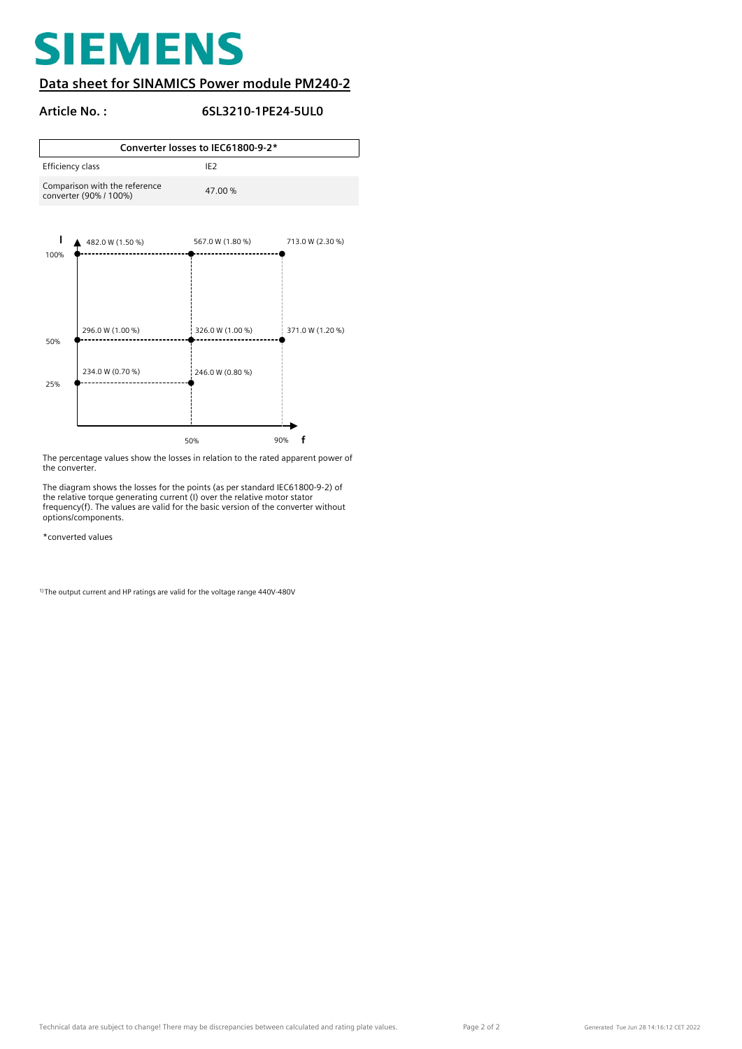# SIEMENS

## Data sheet for SINAMICS Power module PM240-2

**Article No. :** **6SL3210-1PE24-5UL0**

| Converter losses to IEC61800-9-2* | |
|---|---|
| Efficiency class | IE2 |
| Comparison with the reference converter (90% / 100%) | 47.00 % |

I

100%

482.0 W (1.50 %)

567.0 W (1.80 %)

713.0 W (2.30 %)

50%

296.0 W (1.00 %)

326.0 W (1.00 %)

371.0 W (1.20 %)

25%

234.0 W (0.70 %)

246.0 W (0.80 %)

50%

90%

f

The percentage values show the losses in relation to the rated apparent power of the converter.

The diagram shows the losses for the points (as per standard IEC61800-9-2) of the relative torque generating current (I) over the relative motor stator frequency(f). The values are valid for the basic version of the converter without options/components.

*converted values

[1)] The output current and HP ratings are valid for the voltage range 440V-480V

Technical data are subject to change! There may be discrepancies between calculated and rating plate values.

Generated Tue Jun 28 14:16:12 CET 2022